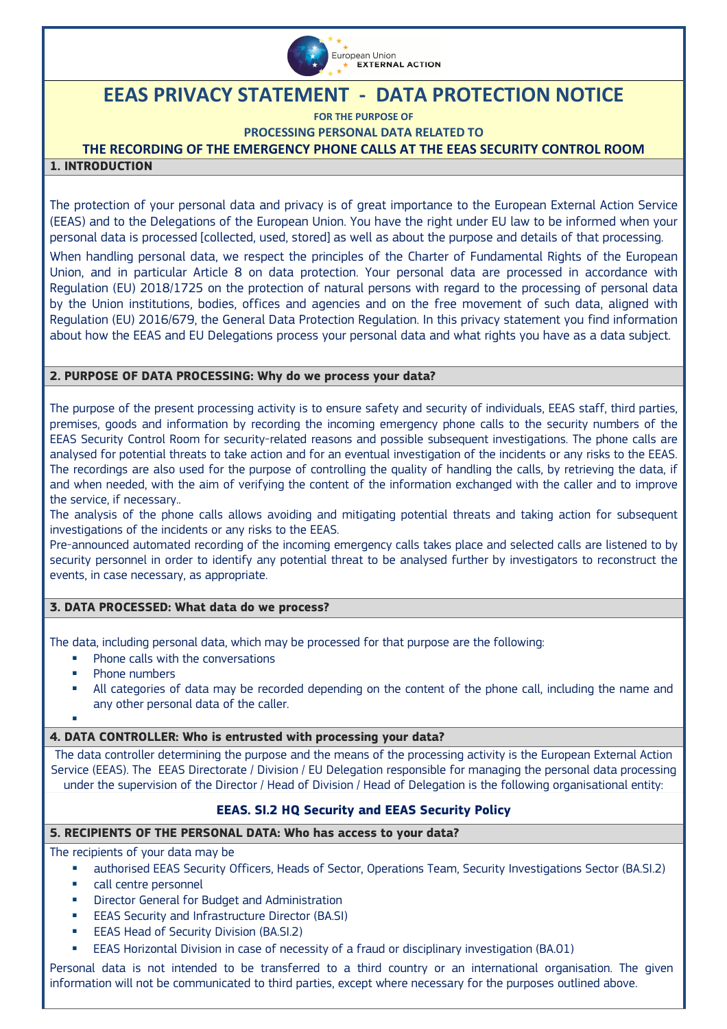European Union EXTERNAL ACTION

# EEAS PRIVACY STATEMENT - DATA PROTECTION NOTICE

**FOR THE PURPOSE OF**

**PROCESSING PERSONAL DATA RELATED TO**

**THE RECORDING OF THE EMERGENCY PHONE CALLS AT THE EEAS SECURITY CONTROL ROOM**

## 1. INTRODUCTION

The protection of your personal data and privacy is of great importance to the European External Action Service (EEAS) and to the Delegations of the European Union. You have the right under EU law to be informed when your personal data is processed [collected, used, stored] as well as about the purpose and details of that processing.

When handling personal data, we respect the principles of the Charter of Fundamental Rights of the European Union, and in particular Article 8 on data protection. Your personal data are processed in accordance with Regulation (EU) 2018/1725 on the protection of natural persons with regard to the processing of personal data by the Union institutions, bodies, offices and agencies and on the free movement of such data, aligned with Regulation (EU) 2016/679, the General Data Protection Regulation. In this privacy statement you find information about how the EEAS and EU Delegations process your personal data and what rights you have as a data subject.

## 2. PURPOSE OF DATA PROCESSING: Why do we process your data?

The purpose of the present processing activity is to ensure safety and security of individuals, EEAS staff, third parties, premises, goods and information by recording the incoming emergency phone calls to the security numbers of the EEAS Security Control Room for security-related reasons and possible subsequent investigations. The phone calls are analysed for potential threats to take action and for an eventual investigation of the incidents or any risks to the EEAS. The recordings are also used for the purpose of controlling the quality of handling the calls, by retrieving the data, if and when needed, with the aim of verifying the content of the information exchanged with the caller and to improve the service, if necessary..

The analysis of the phone calls allows avoiding and mitigating potential threats and taking action for subsequent investigations of the incidents or any risks to the EEAS.

Pre-announced automated recording of the incoming emergency calls takes place and selected calls are listened to by security personnel in order to identify any potential threat to be analysed further by investigators to reconstruct the events, in case necessary, as appropriate.

## 3. DATA PROCESSED: What data do we process?

The data, including personal data, which may be processed for that purpose are the following:

- Phone calls with the conversations
- Phone numbers
- All categories of data may be recorded depending on the content of the phone call, including the name and any other personal data of the caller.

## 4. DATA CONTROLLER: Who is entrusted with processing your data?

The data controller determining the purpose and the means of the processing activity is the European External Action Service (EEAS). The EEAS Directorate / Division / EU Delegation responsible for managing the personal data processing under the supervision of the Director / Head of Division / Head of Delegation is the following organisational entity:

**EEAS. SI.2 HQ Security and EEAS Security Policy**

## 5. RECIPIENTS OF THE PERSONAL DATA: Who has access to your data?

The recipients of your data may be

- authorised EEAS Security Officers, Heads of Sector, Operations Team, Security Investigations Sector (BA.SI.2)
- call centre personnel
- Director General for Budget and Administration
- EEAS Security and Infrastructure Director (BA.SI)
- EEAS Head of Security Division (BA.SI.2)
- EEAS Horizontal Division in case of necessity of a fraud or disciplinary investigation (BA.01)

Personal data is not intended to be transferred to a third country or an international organisation. The given information will not be communicated to third parties, except where necessary for the purposes outlined above.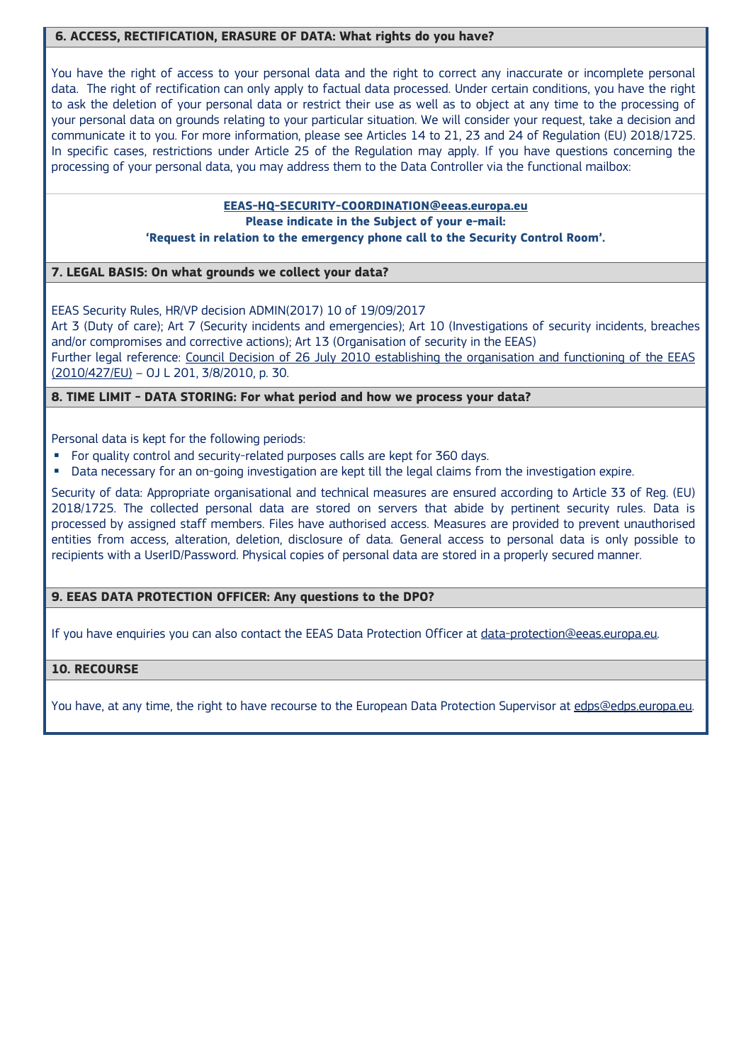## 6. ACCESS, RECTIFICATION, ERASURE OF DATA: What rights do you have?

You have the right of access to your personal data and the right to correct any inaccurate or incomplete personal data. The right of rectification can only apply to factual data processed. Under certain conditions, you have the right to ask the deletion of your personal data or restrict their use as well as to object at any time to the processing of your personal data on grounds relating to your particular situation. We will consider your request, take a decision and communicate it to you. For more information, please see Articles 14 to 21, 23 and 24 of Regulation (EU) 2018/1725. In specific cases, restrictions under Article 25 of the Regulation may apply. If you have questions concerning the processing of your personal data, you may address them to the Data Controller via the functional mailbox:

**EEAS-HQ-SECURITY-COORDINATION@eeas.europa.eu**
**Please indicate in the Subject of your e-mail:**
**'Request in relation to the emergency phone call to the Security Control Room'.**

## 7. LEGAL BASIS: On what grounds we collect your data?

EEAS Security Rules, HR/VP decision ADMIN(2017) 10 of 19/09/2017
Art 3 (Duty of care); Art 7 (Security incidents and emergencies); Art 10 (Investigations of security incidents, breaches and/or compromises and corrective actions); Art 13 (Organisation of security in the EEAS)
Further legal reference: Council Decision of 26 July 2010 establishing the organisation and functioning of the EEAS (2010/427/EU) – OJ L 201, 3/8/2010, p. 30.

## 8. TIME LIMIT - DATA STORING: For what period and how we process your data?

Personal data is kept for the following periods:

- For quality control and security-related purposes calls are kept for 360 days.
- Data necessary for an on-going investigation are kept till the legal claims from the investigation expire.

Security of data: Appropriate organisational and technical measures are ensured according to Article 33 of Reg. (EU) 2018/1725. The collected personal data are stored on servers that abide by pertinent security rules. Data is processed by assigned staff members. Files have authorised access. Measures are provided to prevent unauthorised entities from access, alteration, deletion, disclosure of data. General access to personal data is only possible to recipients with a UserID/Password. Physical copies of personal data are stored in a properly secured manner.

## 9. EEAS DATA PROTECTION OFFICER: Any questions to the DPO?

If you have enquiries you can also contact the EEAS Data Protection Officer at data-protection@eeas.europa.eu.

## 10. RECOURSE

You have, at any time, the right to have recourse to the European Data Protection Supervisor at edps@edps.europa.eu.